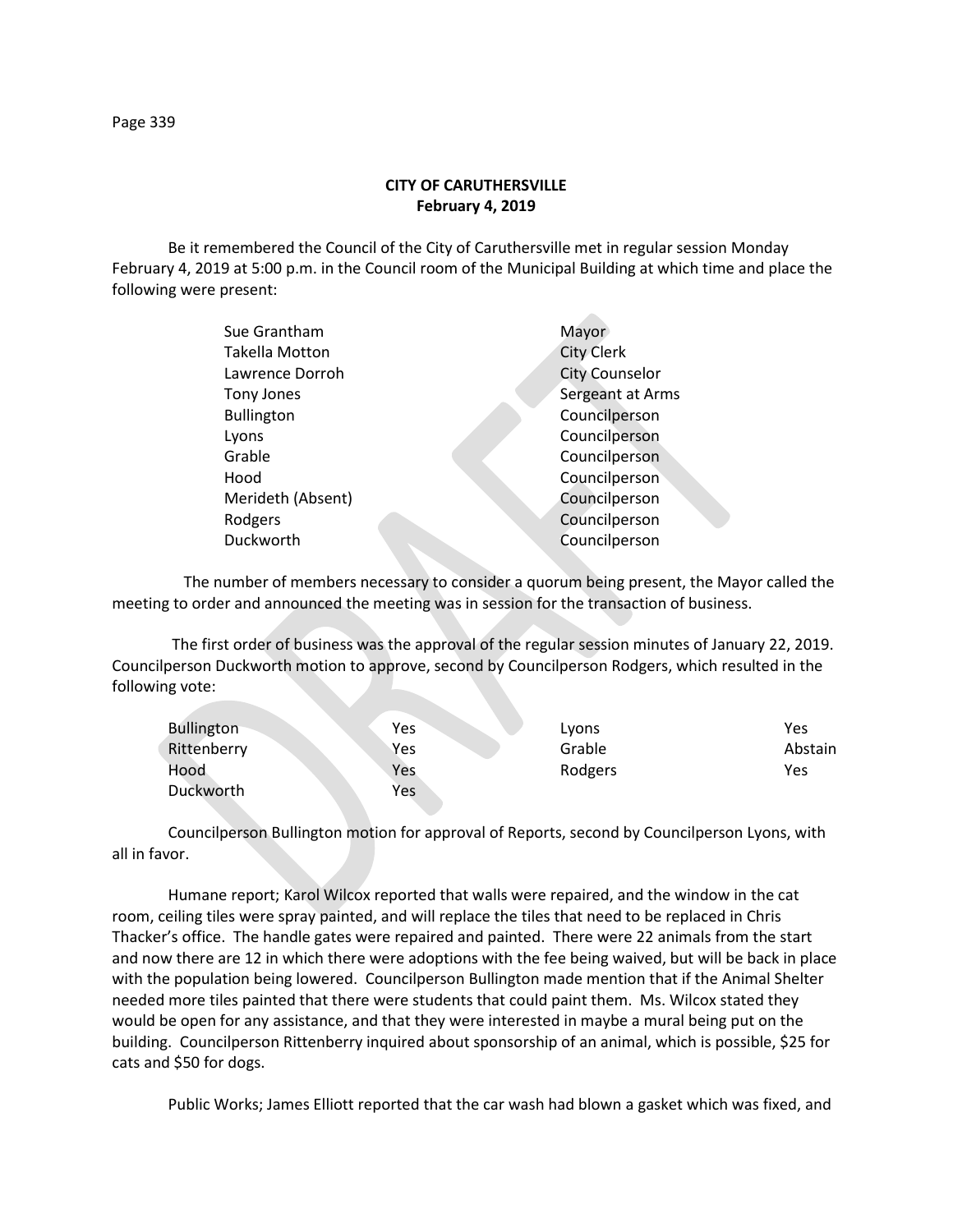**CITY OF CARUTHERSVILLE**
**February 4, 2019**

Be it remembered the Council of the City of Caruthersville met in regular session Monday February 4, 2019 at 5:00 p.m. in the Council room of the Municipal Building at which time and place the following were present:

| | |
|---|---|
| Sue Grantham | Mayor |
| Takella Motton | City Clerk |
| Lawrence Dorroh | City Counselor |
| Tony Jones | Sergeant at Arms |
| Bullington | Councilperson |
| Lyons | Councilperson |
| Grable | Councilperson |
| Hood | Councilperson |
| Merideth (Absent) | Councilperson |
| Rodgers | Councilperson |
| Duckworth | Councilperson |

The number of members necessary to consider a quorum being present, the Mayor called the meeting to order and announced the meeting was in session for the transaction of business.

The first order of business was the approval of the regular session minutes of January 22, 2019. Councilperson Duckworth motion to approve, second by Councilperson Rodgers, which resulted in the following vote:

| | | | |
|---|---|---|---|
| Bullington | Yes | Lyons | Yes |
| Rittenberry | Yes | Grable | Abstain |
| Hood | Yes | Rodgers | Yes |
| Duckworth | Yes | | |

Councilperson Bullington motion for approval of Reports, second by Councilperson Lyons, with all in favor.

Humane report; Karol Wilcox reported that walls were repaired, and the window in the cat room, ceiling tiles were spray painted, and will replace the tiles that need to be replaced in Chris Thacker's office. The handle gates were repaired and painted. There were 22 animals from the start and now there are 12 in which there were adoptions with the fee being waived, but will be back in place with the population being lowered. Councilperson Bullington made mention that if the Animal Shelter needed more tiles painted that there were students that could paint them. Ms. Wilcox stated they would be open for any assistance, and that they were interested in maybe a mural being put on the building. Councilperson Rittenberry inquired about sponsorship of an animal, which is possible, $25 for cats and $50 for dogs.

Public Works; James Elliott reported that the car wash had blown a gasket which was fixed, and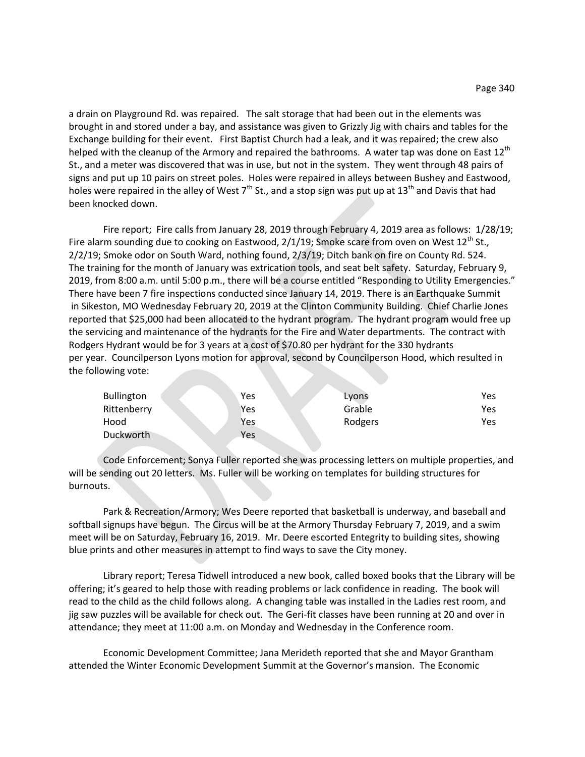a drain on Playground Rd. was repaired. The salt storage that had been out in the elements was brought in and stored under a bay, and assistance was given to Grizzly Jig with chairs and tables for the Exchange building for their event. First Baptist Church had a leak, and it was repaired; the crew also helped with the cleanup of the Armory and repaired the bathrooms. A water tap was done on East 12th St., and a meter was discovered that was in use, but not in the system. They went through 48 pairs of signs and put up 10 pairs on street poles. Holes were repaired in alleys between Bushey and Eastwood, holes were repaired in the alley of West 7th St., and a stop sign was put up at 13th and Davis that had been knocked down.

Fire report; Fire calls from January 28, 2019 through February 4, 2019 area as follows: 1/28/19; Fire alarm sounding due to cooking on Eastwood, 2/1/19; Smoke scare from oven on West 12th St., 2/2/19; Smoke odor on South Ward, nothing found, 2/3/19; Ditch bank on fire on County Rd. 524. The training for the month of January was extrication tools, and seat belt safety. Saturday, February 9, 2019, from 8:00 a.m. until 5:00 p.m., there will be a course entitled "Responding to Utility Emergencies." There have been 7 fire inspections conducted since January 14, 2019. There is an Earthquake Summit in Sikeston, MO Wednesday February 20, 2019 at the Clinton Community Building. Chief Charlie Jones reported that $25,000 had been allocated to the hydrant program. The hydrant program would free up the servicing and maintenance of the hydrants for the Fire and Water departments. The contract with Rodgers Hydrant would be for 3 years at a cost of $70.80 per hydrant for the 330 hydrants per year. Councilperson Lyons motion for approval, second by Councilperson Hood, which resulted in the following vote:

| | | | |
|---|---|---|---|
| Bullington | Yes | Lyons | Yes |
| Rittenberry | Yes | Grable | Yes |
| Hood | Yes | Rodgers | Yes |
| Duckworth | Yes | | |

Code Enforcement; Sonya Fuller reported she was processing letters on multiple properties, and will be sending out 20 letters. Ms. Fuller will be working on templates for building structures for burnouts.

Park & Recreation/Armory; Wes Deere reported that basketball is underway, and baseball and softball signups have begun. The Circus will be at the Armory Thursday February 7, 2019, and a swim meet will be on Saturday, February 16, 2019. Mr. Deere escorted Entegrity to building sites, showing blue prints and other measures in attempt to find ways to save the City money.

Library report; Teresa Tidwell introduced a new book, called boxed books that the Library will be offering; it's geared to help those with reading problems or lack confidence in reading. The book will read to the child as the child follows along. A changing table was installed in the Ladies rest room, and jig saw puzzles will be available for check out. The Geri-fit classes have been running at 20 and over in attendance; they meet at 11:00 a.m. on Monday and Wednesday in the Conference room.

Economic Development Committee; Jana Merideth reported that she and Mayor Grantham attended the Winter Economic Development Summit at the Governor's mansion. The Economic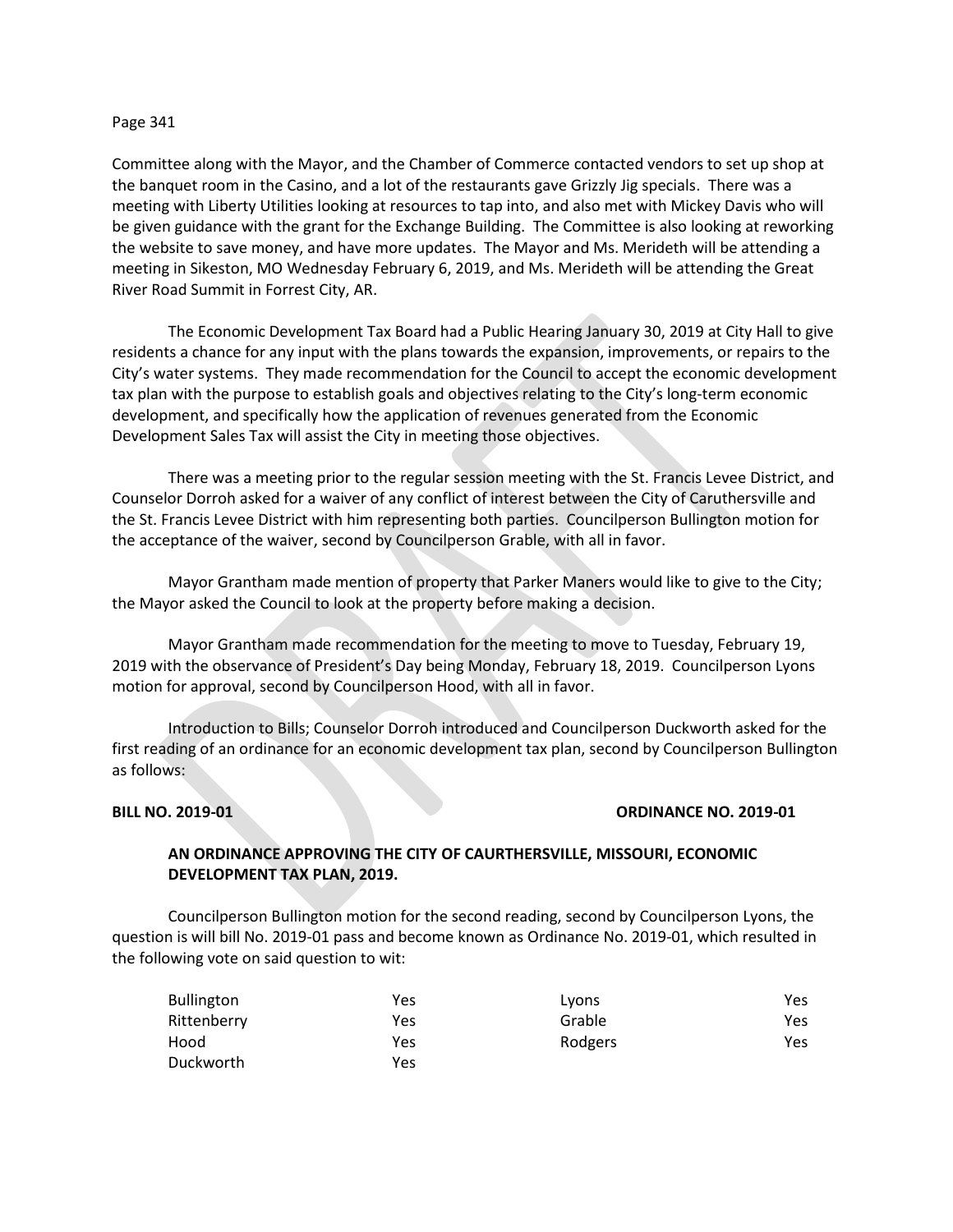Committee along with the Mayor, and the Chamber of Commerce contacted vendors to set up shop at the banquet room in the Casino, and a lot of the restaurants gave Grizzly Jig specials. There was a meeting with Liberty Utilities looking at resources to tap into, and also met with Mickey Davis who will be given guidance with the grant for the Exchange Building. The Committee is also looking at reworking the website to save money, and have more updates. The Mayor and Ms. Merideth will be attending a meeting in Sikeston, MO Wednesday February 6, 2019, and Ms. Merideth will be attending the Great River Road Summit in Forrest City, AR.

The Economic Development Tax Board had a Public Hearing January 30, 2019 at City Hall to give residents a chance for any input with the plans towards the expansion, improvements, or repairs to the City's water systems. They made recommendation for the Council to accept the economic development tax plan with the purpose to establish goals and objectives relating to the City's long-term economic development, and specifically how the application of revenues generated from the Economic Development Sales Tax will assist the City in meeting those objectives.

There was a meeting prior to the regular session meeting with the St. Francis Levee District, and Counselor Dorroh asked for a waiver of any conflict of interest between the City of Caruthersville and the St. Francis Levee District with him representing both parties. Councilperson Bullington motion for the acceptance of the waiver, second by Councilperson Grable, with all in favor.

Mayor Grantham made mention of property that Parker Maners would like to give to the City; the Mayor asked the Council to look at the property before making a decision.

Mayor Grantham made recommendation for the meeting to move to Tuesday, February 19, 2019 with the observance of President's Day being Monday, February 18, 2019. Councilperson Lyons motion for approval, second by Councilperson Hood, with all in favor.

Introduction to Bills; Counselor Dorroh introduced and Councilperson Duckworth asked for the first reading of an ordinance for an economic development tax plan, second by Councilperson Bullington as follows:

**BILL NO. 2019-01** **ORDINANCE NO. 2019-01**

**AN ORDINANCE APPROVING THE CITY OF CAURTHERSVILLE, MISSOURI, ECONOMIC DEVELOPMENT TAX PLAN, 2019.**

Councilperson Bullington motion for the second reading, second by Councilperson Lyons, the question is will bill No. 2019-01 pass and become known as Ordinance No. 2019-01, which resulted in the following vote on said question to wit:

| | | | |
|---|---|---|---|
| Bullington | Yes | Lyons | Yes |
| Rittenberry | Yes | Grable | Yes |
| Hood | Yes | Rodgers | Yes |
| Duckworth | Yes | | |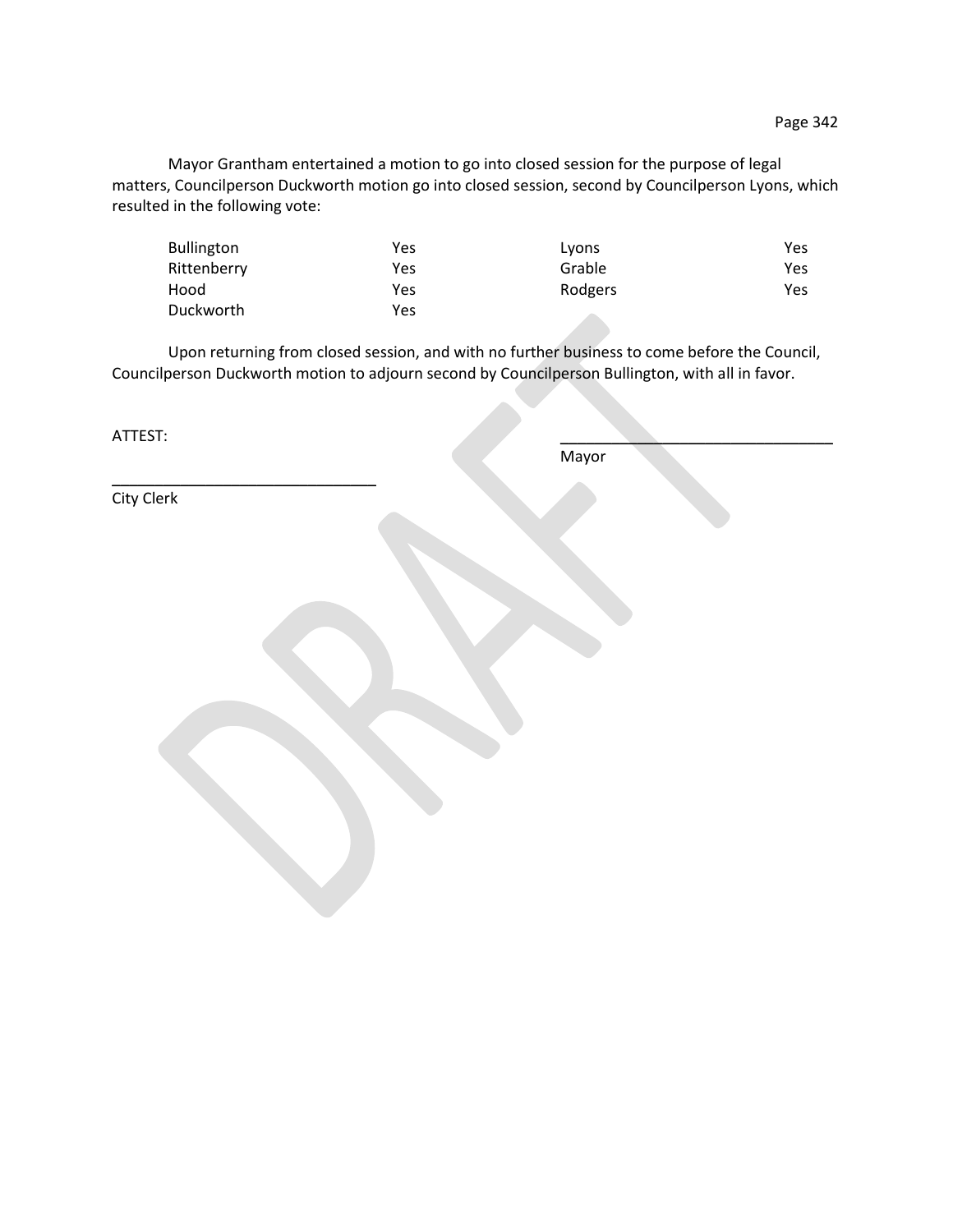Mayor Grantham entertained a motion to go into closed session for the purpose of legal matters, Councilperson Duckworth motion go into closed session, second by Councilperson Lyons, which resulted in the following vote:

| | | | |
|---|---|---|---|
| Bullington | Yes | Lyons | Yes |
| Rittenberry | Yes | Grable | Yes |
| Hood | Yes | Rodgers | Yes |
| Duckworth | Yes | | |

Upon returning from closed session, and with no further business to come before the Council, Councilperson Duckworth motion to adjourn second by Councilperson Bullington, with all in favor.

ATTEST:

_______________________________
Mayor

_______________________________
City Clerk